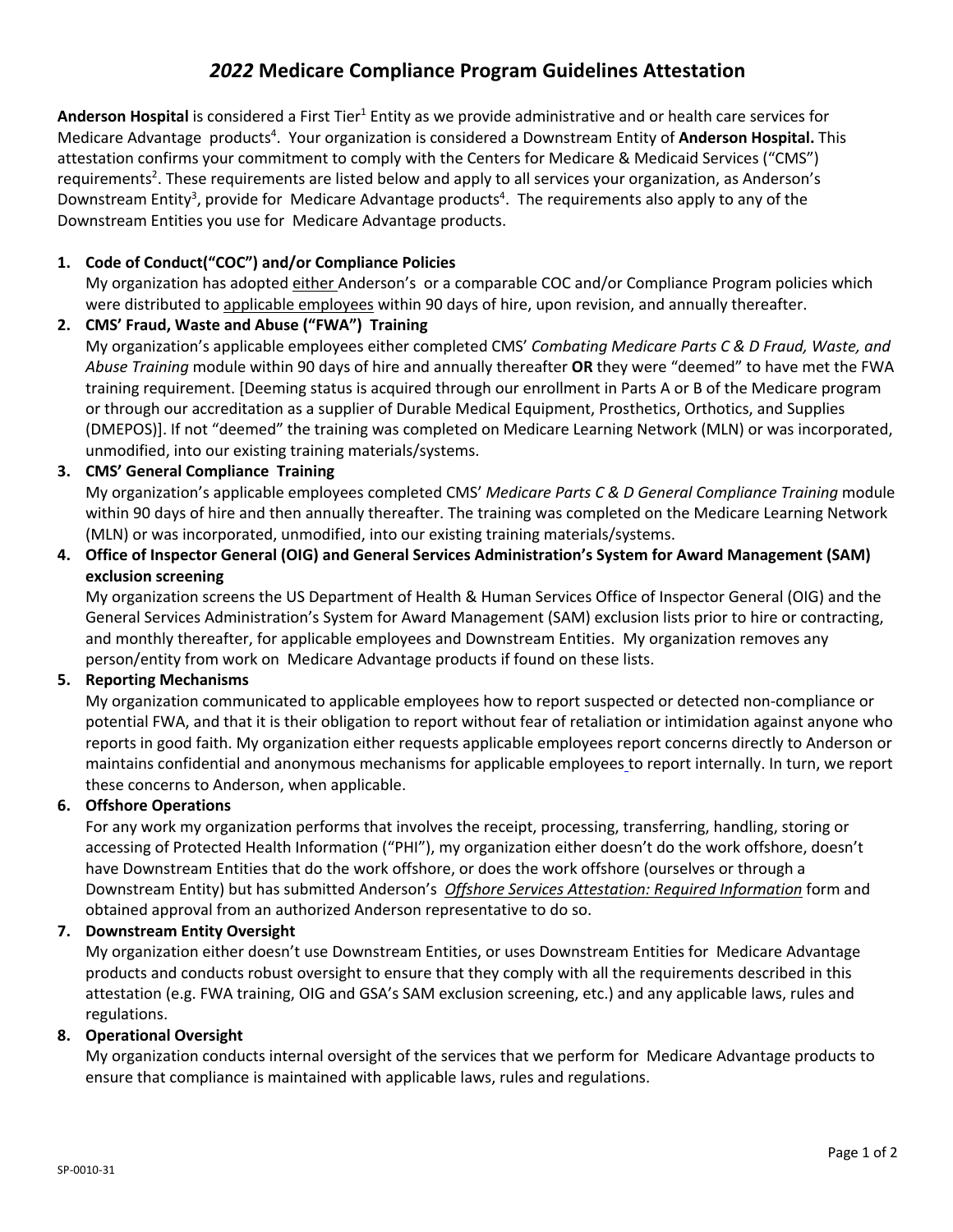# *2022* Medicare Compliance Program Guidelines Attestation

**Anderson Hospital** is considered a First Tier[1] Entity as we provide administrative and or health care services for Medicare Advantage products[4]. Your organization is considered a Downstream Entity of **Anderson Hospital.** This attestation confirms your commitment to comply with the Centers for Medicare & Medicaid Services ("CMS") requirements[2]. These requirements are listed below and apply to all services your organization, as Anderson's Downstream Entity[3], provide for Medicare Advantage products[4]. The requirements also apply to any of the Downstream Entities you use for Medicare Advantage products.

1. **Code of Conduct("COC") and/or Compliance Policies**
   My organization has adopted <u>either</u> Anderson's or a comparable COC and/or Compliance Program policies which were distributed to <u>applicable employees</u> within 90 days of hire, upon revision, and annually thereafter.
2. **CMS' Fraud, Waste and Abuse ("FWA") Training**
   My organization's applicable employees either completed CMS' *Combating Medicare Parts C & D Fraud, Waste, and Abuse Training* module within 90 days of hire and annually thereafter **OR** they were "deemed" to have met the FWA training requirement. [Deeming status is acquired through our enrollment in Parts A or B of the Medicare program or through our accreditation as a supplier of Durable Medical Equipment, Prosthetics, Orthotics, and Supplies (DMEPOS)]. If not "deemed" the training was completed on Medicare Learning Network (MLN) or was incorporated, unmodified, into our existing training materials/systems.
3. **CMS' General Compliance Training**
   My organization's applicable employees completed CMS' *Medicare Parts C & D General Compliance Training* module within 90 days of hire and then annually thereafter. The training was completed on the Medicare Learning Network (MLN) or was incorporated, unmodified, into our existing training materials/systems.
4. **Office of Inspector General (OIG) and General Services Administration's System for Award Management (SAM) exclusion screening**
   My organization screens the US Department of Health & Human Services Office of Inspector General (OIG) and the General Services Administration's System for Award Management (SAM) exclusion lists prior to hire or contracting, and monthly thereafter, for applicable employees and Downstream Entities. My organization removes any person/entity from work on Medicare Advantage products if found on these lists.
5. **Reporting Mechanisms**
   My organization communicated to applicable employees how to report suspected or detected non-compliance or potential FWA, and that it is their obligation to report without fear of retaliation or intimidation against anyone who reports in good faith. My organization either requests applicable employees report concerns directly to Anderson or maintains confidential and anonymous mechanisms for applicable employees to report internally. In turn, we report these concerns to Anderson, when applicable.
6. **Offshore Operations**
   For any work my organization performs that involves the receipt, processing, transferring, handling, storing or accessing of Protected Health Information ("PHI"), my organization either doesn't do the work offshore, doesn't have Downstream Entities that do the work offshore, or does the work offshore (ourselves or through a Downstream Entity) but has submitted Anderson's *<u>Offshore Services Attestation: Required Information</u>* form and obtained approval from an authorized Anderson representative to do so.
7. **Downstream Entity Oversight**
   My organization either doesn't use Downstream Entities, or uses Downstream Entities for Medicare Advantage products and conducts robust oversight to ensure that they comply with all the requirements described in this attestation (e.g. FWA training, OIG and GSA's SAM exclusion screening, etc.) and any applicable laws, rules and regulations.
8. **Operational Oversight**
   My organization conducts internal oversight of the services that we perform for Medicare Advantage products to ensure that compliance is maintained with applicable laws, rules and regulations.

SP-0010-31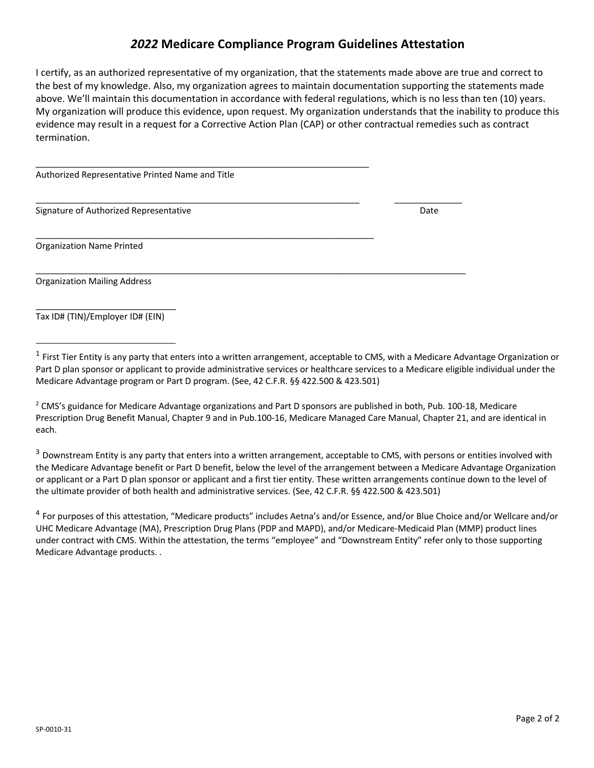# *2022* Medicare Compliance Program Guidelines Attestation

I certify, as an authorized representative of my organization, that the statements made above are true and correct to the best of my knowledge. Also, my organization agrees to maintain documentation supporting the statements made above. We'll maintain this documentation in accordance with federal regulations, which is no less than ten (10) years. My organization will produce this evidence, upon request. My organization understands that the inability to produce this evidence may result in a request for a Corrective Action Plan (CAP) or other contractual remedies such as contract termination.

\_\_\_\_\_\_\_\_\_\_\_\_\_\_\_\_\_\_\_\_\_\_\_\_\_\_\_\_\_\_\_\_\_\_\_\_\_\_\_\_\_\_\_\_\_\_\_\_\_\_\_\_\_\_\_\_\_\_\_\_\_\_\_\_\_\_\_\_
Authorized Representative Printed Name and Title

\_\_\_\_\_\_\_\_\_\_\_\_\_\_\_\_\_\_\_\_\_\_\_\_\_\_\_\_\_\_\_\_\_\_\_\_\_\_\_\_\_\_\_\_\_\_\_\_\_\_\_\_\_\_\_\_\_\_\_\_\_\_\_\_\_\_ \_\_\_\_\_\_\_\_\_\_\_\_\_\_
Signature of Authorized Representative Date

\_\_\_\_\_\_\_\_\_\_\_\_\_\_\_\_\_\_\_\_\_\_\_\_\_\_\_\_\_\_\_\_\_\_\_\_\_\_\_\_\_\_\_\_\_\_\_\_\_\_\_\_\_\_\_\_\_\_\_\_\_\_\_\_\_\_\_\_\_
Organization Name Printed

\_\_\_\_\_\_\_\_\_\_\_\_\_\_\_\_\_\_\_\_\_\_\_\_\_\_\_\_\_\_\_\_\_\_\_\_\_\_\_\_\_\_\_\_\_\_\_\_\_\_\_\_\_\_\_\_\_\_\_\_\_\_\_\_\_\_\_\_\_\_\_\_\_\_\_\_\_\_\_\_\_\_\_\_\_\_\_\_\_\_
Organization Mailing Address

\_\_\_\_\_\_\_\_\_\_\_\_\_\_\_\_\_\_\_\_\_\_\_\_\_\_\_\_\_\_
Tax ID# (TIN)/Employer ID# (EIN)

---

[1] First Tier Entity is any party that enters into a written arrangement, acceptable to CMS, with a Medicare Advantage Organization or Part D plan sponsor or applicant to provide administrative services or healthcare services to a Medicare eligible individual under the Medicare Advantage program or Part D program. (See, 42 C.F.R. §§ 422.500 & 423.501)

[2] CMS's guidance for Medicare Advantage organizations and Part D sponsors are published in both, Pub. 100-18, Medicare Prescription Drug Benefit Manual, Chapter 9 and in Pub.100-16, Medicare Managed Care Manual, Chapter 21, and are identical in each.

[3] Downstream Entity is any party that enters into a written arrangement, acceptable to CMS, with persons or entities involved with the Medicare Advantage benefit or Part D benefit, below the level of the arrangement between a Medicare Advantage Organization or applicant or a Part D plan sponsor or applicant and a first tier entity. These written arrangements continue down to the level of the ultimate provider of both health and administrative services. (See, 42 C.F.R. §§ 422.500 & 423.501)

[4] For purposes of this attestation, "Medicare products" includes Aetna's and/or Essence, and/or Blue Choice and/or Wellcare and/or UHC Medicare Advantage (MA), Prescription Drug Plans (PDP and MAPD), and/or Medicare-Medicaid Plan (MMP) product lines under contract with CMS. Within the attestation, the terms "employee" and "Downstream Entity" refer only to those supporting Medicare Advantage products. .

SP-0010-31